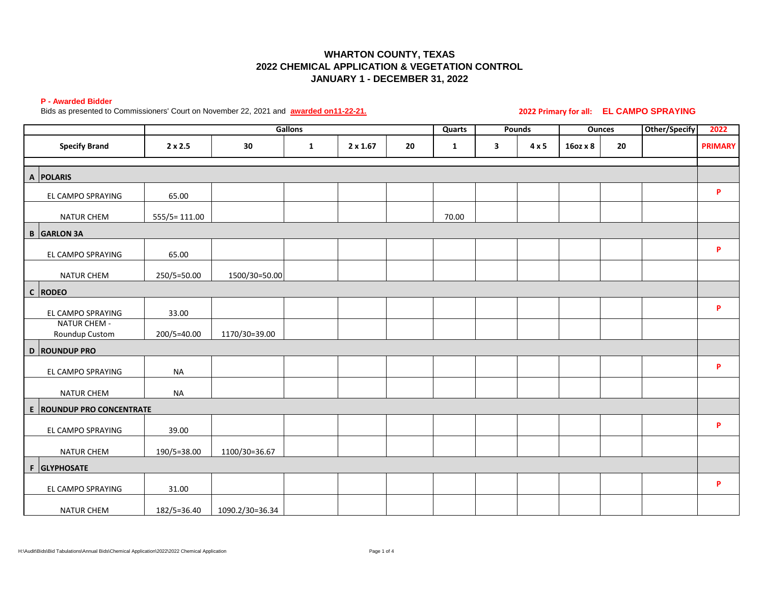# WHARTON COUNTY, TEXAS
## 2022 CHEMICAL APPLICATION & VEGETATION CONTROL
## JANUARY 1 - DECEMBER 31, 2022

**P - Awarded Bidder**

Bids as presented to Commissioners' Court on November 22, 2021 and **awarded on11-22-21.**

**2022 Primary for all: EL CAMPO SPRAYING**

| | Gallons | | | | | Quarts | Pounds | | Ounces | | Other/Specify | 2022 |
|---|---|---|---|---|---|---|---|---|---|---|---|---|
| **Specify Brand** | **2 x 2.5** | **30** | **1** | **2 x 1.67** | **20** | **1** | **3** | **4 x 5** | **16oz x 8** | **20** | | **PRIMARY** |
| **A POLARIS** | | | | | | | | | | | | |
| EL CAMPO SPRAYING | 65.00 | | | | | | | | | | | P |
| NATUR CHEM | 555/5= 111.00 | | | | | 70.00 | | | | | | |
| **B GARLON 3A** | | | | | | | | | | | | |
| EL CAMPO SPRAYING | 65.00 | | | | | | | | | | | P |
| NATUR CHEM | 250/5=50.00 | 1500/30=50.00 | | | | | | | | | | |
| **C RODEO** | | | | | | | | | | | | |
| EL CAMPO SPRAYING | 33.00 | | | | | | | | | | | P |
| NATUR CHEM - Roundup Custom | 200/5=40.00 | 1170/30=39.00 | | | | | | | | | | |
| **D ROUNDUP PRO** | | | | | | | | | | | | |
| EL CAMPO SPRAYING | NA | | | | | | | | | | | P |
| NATUR CHEM | NA | | | | | | | | | | | |
| **E ROUNDUP PRO CONCENTRATE** | | | | | | | | | | | | |
| EL CAMPO SPRAYING | 39.00 | | | | | | | | | | | P |
| NATUR CHEM | 190/5=38.00 | 1100/30=36.67 | | | | | | | | | | |
| **F GLYPHOSATE** | | | | | | | | | | | | |
| EL CAMPO SPRAYING | 31.00 | | | | | | | | | | | P |
| NATUR CHEM | 182/5=36.40 | 1090.2/30=36.34 | | | | | | | | | | |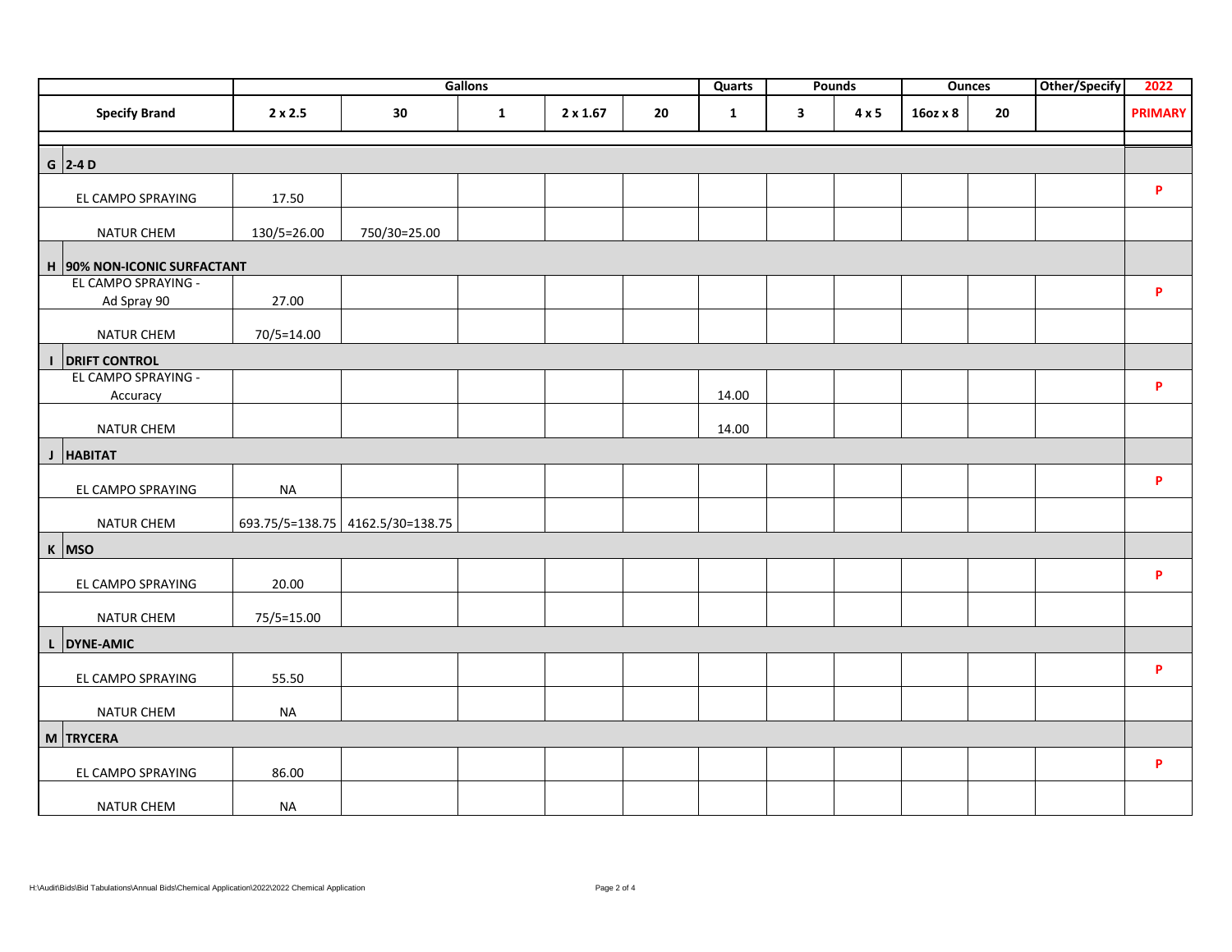| Specify Brand | Gallons | | | | | Quarts | Pounds | | Ounces | | Other/Specify | 2022 |
|---|---|---|---|---|---|---|---|---|---|---|---|---|
| | 2 x 2.5 | 30 | 1 | 2 x 1.67 | 20 | 1 | 3 | 4 x 5 | 16oz x 8 | 20 | | PRIMARY |
| **G 2-4 D** | | | | | | | | | | | | |
| EL CAMPO SPRAYING | 17.50 | | | | | | | | | | | P |
| NATUR CHEM | 130/5=26.00 | 750/30=25.00 | | | | | | | | | | |
| **H 90% NON-ICONIC SURFACTANT** | | | | | | | | | | | | |
| EL CAMPO SPRAYING - Ad Spray 90 | 27.00 | | | | | | | | | | | P |
| NATUR CHEM | 70/5=14.00 | | | | | | | | | | | |
| **I DRIFT CONTROL** | | | | | | | | | | | | |
| EL CAMPO SPRAYING - Accuracy | | | | | | 14.00 | | | | | | P |
| NATUR CHEM | | | | | | 14.00 | | | | | | |
| **J HABITAT** | | | | | | | | | | | | |
| EL CAMPO SPRAYING | NA | | | | | | | | | | | P |
| NATUR CHEM | 693.75/5=138.75 | 4162.5/30=138.75 | | | | | | | | | | |
| **K MSO** | | | | | | | | | | | | |
| EL CAMPO SPRAYING | 20.00 | | | | | | | | | | | P |
| NATUR CHEM | 75/5=15.00 | | | | | | | | | | | |
| **L DYNE-AMIC** | | | | | | | | | | | | |
| EL CAMPO SPRAYING | 55.50 | | | | | | | | | | | P |
| NATUR CHEM | NA | | | | | | | | | | | |
| **M TRYCERA** | | | | | | | | | | | | |
| EL CAMPO SPRAYING | 86.00 | | | | | | | | | | | P |
| NATUR CHEM | NA | | | | | | | | | | | |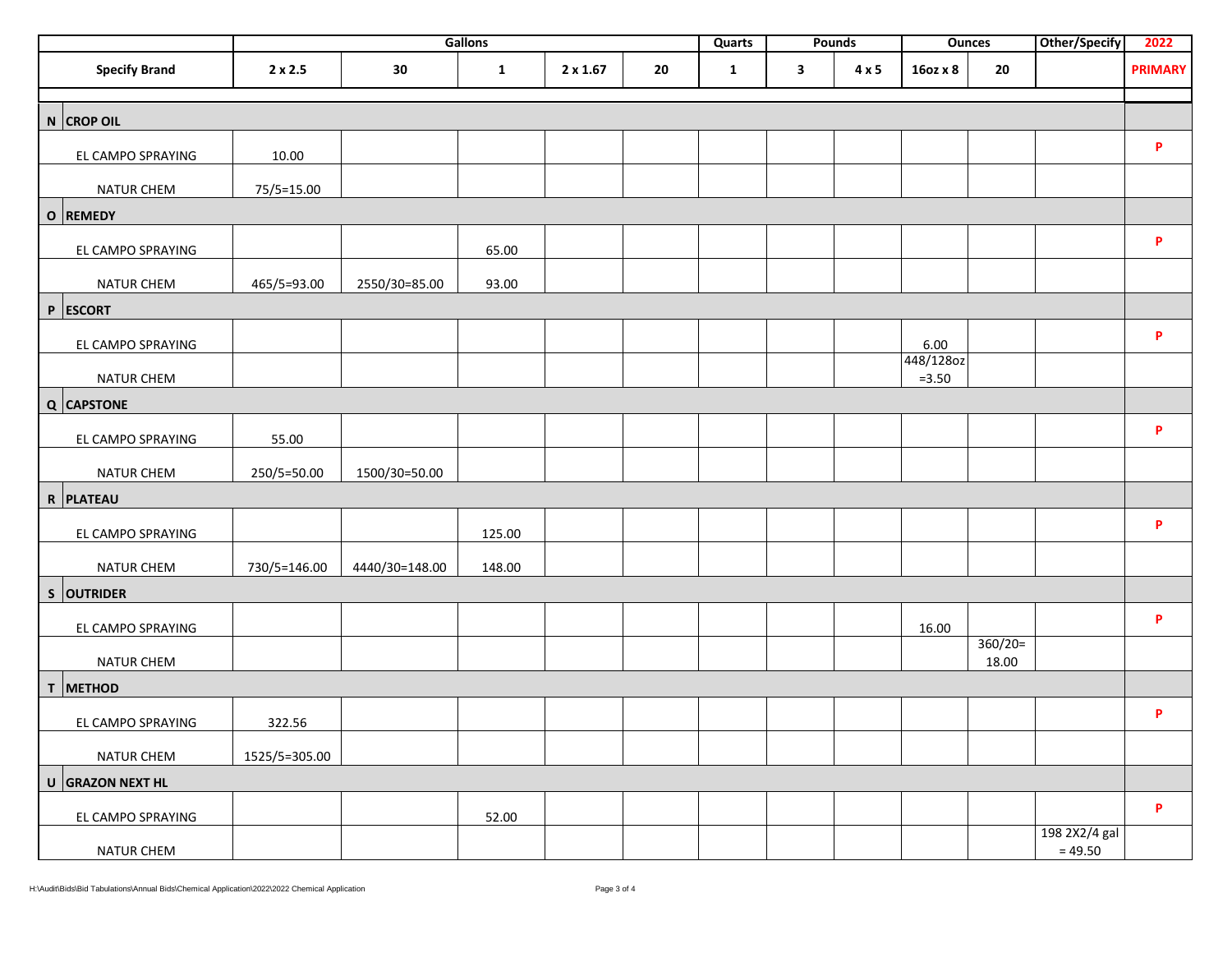| | Gallons | | | | | Quarts | Pounds | | Ounces | | Other/Specify | 2022 |
|---|---|---|---|---|---|---|---|---|---|---|---|---|
| Specify Brand | 2 x 2.5 | 30 | 1 | 2 x 1.67 | 20 | 1 | 3 | 4 x 5 | 16oz x 8 | 20 | | PRIMARY |
| **N CROP OIL** | | | | | | | | | | | | |
| EL CAMPO SPRAYING | 10.00 | | | | | | | | | | | P |
| NATUR CHEM | 75/5=15.00 | | | | | | | | | | | |
| **O REMEDY** | | | | | | | | | | | | |
| EL CAMPO SPRAYING | | | 65.00 | | | | | | | | | P |
| NATUR CHEM | 465/5=93.00 | 2550/30=85.00 | 93.00 | | | | | | | | | |
| **P ESCORT** | | | | | | | | | | | | |
| EL CAMPO SPRAYING | | | | | | | | | 6.00 | | | P |
| NATUR CHEM | | | | | | | | | 448/128oz =3.50 | | | |
| **Q CAPSTONE** | | | | | | | | | | | | |
| EL CAMPO SPRAYING | 55.00 | | | | | | | | | | | P |
| NATUR CHEM | 250/5=50.00 | 1500/30=50.00 | | | | | | | | | | |
| **R PLATEAU** | | | | | | | | | | | | |
| EL CAMPO SPRAYING | | | 125.00 | | | | | | | | | P |
| NATUR CHEM | 730/5=146.00 | 4440/30=148.00 | 148.00 | | | | | | | | | |
| **S OUTRIDER** | | | | | | | | | | | | |
| EL CAMPO SPRAYING | | | | | | | | | 16.00 | | | P |
| NATUR CHEM | | | | | | | | | | 360/20= 18.00 | | |
| **T METHOD** | | | | | | | | | | | | |
| EL CAMPO SPRAYING | 322.56 | | | | | | | | | | | P |
| NATUR CHEM | 1525/5=305.00 | | | | | | | | | | | |
| **U GRAZON NEXT HL** | | | | | | | | | | | | |
| EL CAMPO SPRAYING | | | 52.00 | | | | | | | | | P |
| NATUR CHEM | | | | | | | | | | | 198 2X2/4 gal = 49.50 | |

H:\Audit\Bids\Bid Tabulations\Annual Bids\Chemical Application\2022\2022 Chemical Application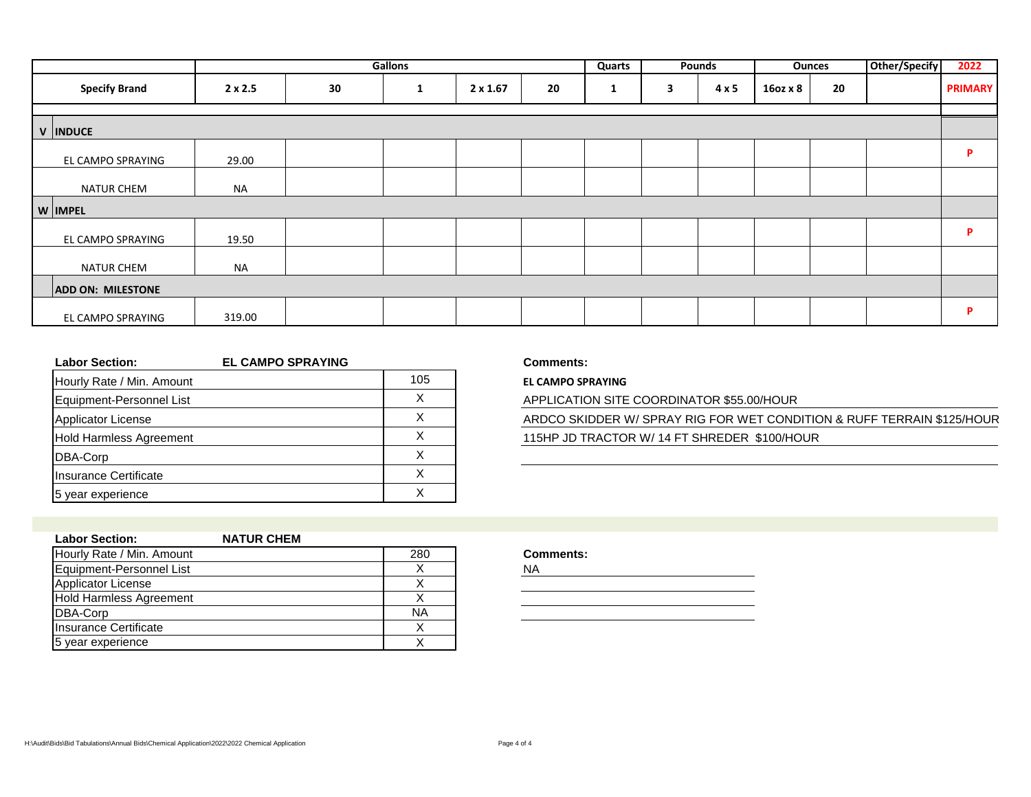| | Gallons | | | | | Quarts | Pounds | | Ounces | | Other/Specify | 2022 |
|---|---|---|---|---|---|---|---|---|---|---|---|---|
| **Specify Brand** | **2 x 2.5** | **30** | **1** | **2 x 1.67** | **20** | **1** | **3** | **4 x 5** | **16oz x 8** | **20** | | **PRIMARY** |
| **V INDUCE** | | | | | | | | | | | | |
| EL CAMPO SPRAYING | 29.00 | | | | | | | | | | | P |
| NATUR CHEM | NA | | | | | | | | | | | |
| **W IMPEL** | | | | | | | | | | | | |
| EL CAMPO SPRAYING | 19.50 | | | | | | | | | | | P |
| NATUR CHEM | NA | | | | | | | | | | | |
| **ADD ON: MILESTONE** | | | | | | | | | | | | |
| EL CAMPO SPRAYING | 319.00 | | | | | | | | | | | P |

**Labor Section: EL CAMPO SPRAYING**

| | |
|---|---|
| Hourly Rate / Min. Amount | 105 |
| Equipment-Personnel List | X |
| Applicator License | X |
| Hold Harmless Agreement | X |
| DBA-Corp | X |
| Insurance Certificate | X |
| 5 year experience | X |

**Comments:**

**EL CAMPO SPRAYING**

APPLICATION SITE COORDINATOR $55.00/HOUR

ARDCO SKIDDER W/ SPRAY RIG FOR WET CONDITION & RUFF TERRAIN $125/HOUR

115HP JD TRACTOR W/ 14 FT SHREDER $100/HOUR

**Labor Section: NATUR CHEM**

| | |
|---|---|
| Hourly Rate / Min. Amount | 280 |
| Equipment-Personnel List | X |
| Applicator License | X |
| Hold Harmless Agreement | X |
| DBA-Corp | NA |
| Insurance Certificate | X |
| 5 year experience | X |

**Comments:**

NA

H:\Audit\Bids\Bid Tabulations\Annual Bids\Chemical Application\2022\2022 Chemical Application